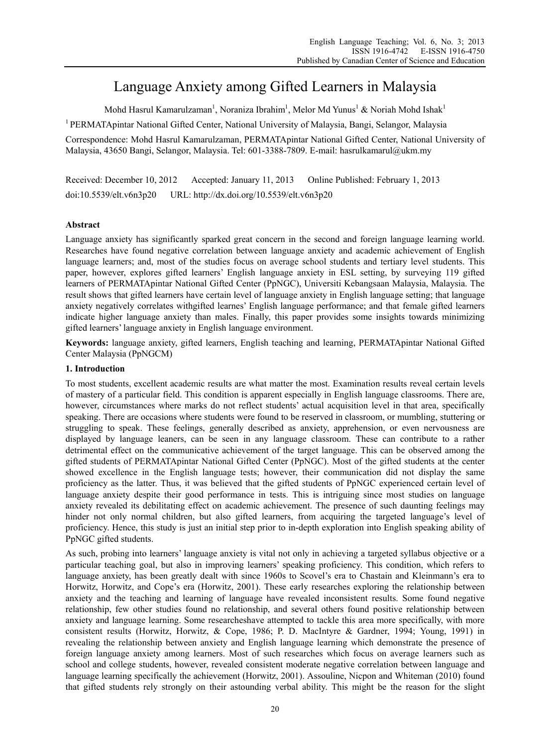# Language Anxiety among Gifted Learners in Malaysia

Mohd Hasrul Kamarulzaman[1], Noraniza Ibrahim[1], Melor Md Yunus[1] & Noriah Mohd Ishak[1]

[1] PERMATApintar National Gifted Center, National University of Malaysia, Bangi, Selangor, Malaysia

Correspondence: Mohd Hasrul Kamarulzaman, PERMATApintar National Gifted Center, National University of Malaysia, 43650 Bangi, Selangor, Malaysia. Tel: 601-3388-7809. E-mail: hasrulkamarul@ukm.my

Received: December 10, 2012 Accepted: January 11, 2013 Online Published: February 1, 2013

doi:10.5539/elt.v6n3p20 URL: http://dx.doi.org/10.5539/elt.v6n3p20

## Abstract

Language anxiety has significantly sparked great concern in the second and foreign language learning world. Researches have found negative correlation between language anxiety and academic achievement of English language learners; and, most of the studies focus on average school students and tertiary level students. This paper, however, explores gifted learners' English language anxiety in ESL setting, by surveying 119 gifted learners of PERMATApintar National Gifted Center (PpNGC), Universiti Kebangsaan Malaysia, Malaysia. The result shows that gifted learners have certain level of language anxiety in English language setting; that language anxiety negatively correlates withgifted learnes' English language performance; and that female gifted learners indicate higher language anxiety than males. Finally, this paper provides some insights towards minimizing gifted learners' language anxiety in English language environment.

**Keywords:** language anxiety, gifted learners, English teaching and learning, PERMATApintar National Gifted Center Malaysia (PpNGCM)

## 1. Introduction

To most students, excellent academic results are what matter the most. Examination results reveal certain levels of mastery of a particular field. This condition is apparent especially in English language classrooms. There are, however, circumstances where marks do not reflect students' actual acquisition level in that area, specifically speaking. There are occasions where students were found to be reserved in classroom, or mumbling, stuttering or struggling to speak. These feelings, generally described as anxiety, apprehension, or even nervousness are displayed by language leaners, can be seen in any language classroom. These can contribute to a rather detrimental effect on the communicative achievement of the target language. This can be observed among the gifted students of PERMATApintar National Gifted Center (PpNGC). Most of the gifted students at the center showed excellence in the English language tests; however, their communication did not display the same proficiency as the latter. Thus, it was believed that the gifted students of PpNGC experienced certain level of language anxiety despite their good performance in tests. This is intriguing since most studies on language anxiety revealed its debilitating effect on academic achievement. The presence of such daunting feelings may hinder not only normal children, but also gifted learners, from acquiring the targeted language's level of proficiency. Hence, this study is just an initial step prior to in-depth exploration into English speaking ability of PpNGC gifted students.

As such, probing into learners' language anxiety is vital not only in achieving a targeted syllabus objective or a particular teaching goal, but also in improving learners' speaking proficiency. This condition, which refers to language anxiety, has been greatly dealt with since 1960s to Scovel's era to Chastain and Kleinmann's era to Horwitz, Horwitz, and Cope's era (Horwitz, 2001). These early researches exploring the relationship between anxiety and the teaching and learning of language have revealed inconsistent results. Some found negative relationship, few other studies found no relationship, and several others found positive relationship between anxiety and language learning. Some researcheshave attempted to tackle this area more specifically, with more consistent results (Horwitz, Horwitz, & Cope, 1986; P. D. MacIntyre & Gardner, 1994; Young, 1991) in revealing the relationship between anxiety and English language learning which demonstrate the presence of foreign language anxiety among learners. Most of such researches which focus on average learners such as school and college students, however, revealed consistent moderate negative correlation between language and language learning specifically the achievement (Horwitz, 2001). Assouline, Nicpon and Whiteman (2010) found that gifted students rely strongly on their astounding verbal ability. This might be the reason for the slight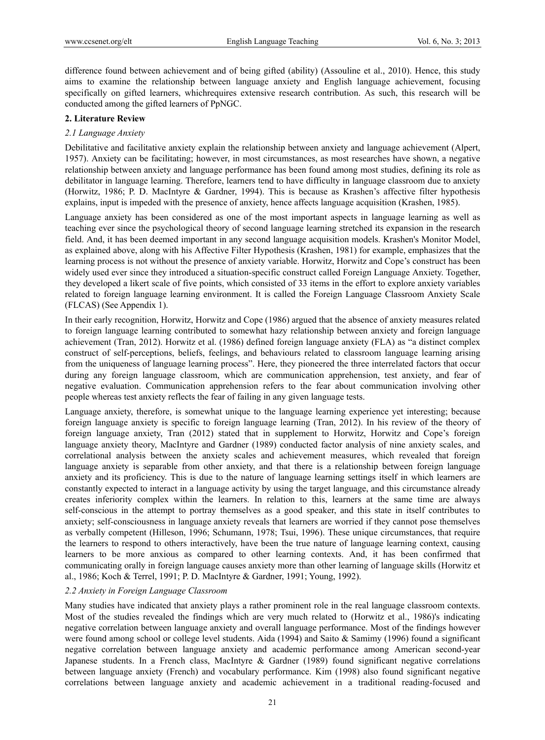difference found between achievement and of being gifted (ability) (Assouline et al., 2010). Hence, this study aims to examine the relationship between language anxiety and English language achievement, focusing specifically on gifted learners, whichrequires extensive research contribution. As such, this research will be conducted among the gifted learners of PpNGC.

## 2. Literature Review

### *2.1 Language Anxiety*

Debilitative and facilitative anxiety explain the relationship between anxiety and language achievement (Alpert, 1957). Anxiety can be facilitating; however, in most circumstances, as most researches have shown, a negative relationship between anxiety and language performance has been found among most studies, defining its role as debilitator in language learning. Therefore, learners tend to have difficulty in language classroom due to anxiety (Horwitz, 1986; P. D. MacIntyre & Gardner, 1994). This is because as Krashen's affective filter hypothesis explains, input is impeded with the presence of anxiety, hence affects language acquisition (Krashen, 1985).

Language anxiety has been considered as one of the most important aspects in language learning as well as teaching ever since the psychological theory of second language learning stretched its expansion in the research field. And, it has been deemed important in any second language acquisition models. Krashen's Monitor Model, as explained above, along with his Affective Filter Hypothesis (Krashen, 1981) for example, emphasizes that the learning process is not without the presence of anxiety variable. Horwitz, Horwitz and Cope's construct has been widely used ever since they introduced a situation-specific construct called Foreign Language Anxiety. Together, they developed a likert scale of five points, which consisted of 33 items in the effort to explore anxiety variables related to foreign language learning environment. It is called the Foreign Language Classroom Anxiety Scale (FLCAS) (See Appendix 1).

In their early recognition, Horwitz, Horwitz and Cope (1986) argued that the absence of anxiety measures related to foreign language learning contributed to somewhat hazy relationship between anxiety and foreign language achievement (Tran, 2012). Horwitz et al. (1986) defined foreign language anxiety (FLA) as "a distinct complex construct of self-perceptions, beliefs, feelings, and behaviours related to classroom language learning arising from the uniqueness of language learning process". Here, they pioneered the three interrelated factors that occur during any foreign language classroom, which are communication apprehension, test anxiety, and fear of negative evaluation. Communication apprehension refers to the fear about communication involving other people whereas test anxiety reflects the fear of failing in any given language tests.

Language anxiety, therefore, is somewhat unique to the language learning experience yet interesting; because foreign language anxiety is specific to foreign language learning (Tran, 2012). In his review of the theory of foreign language anxiety, Tran (2012) stated that in supplement to Horwitz, Horwitz and Cope's foreign language anxiety theory, MacIntyre and Gardner (1989) conducted factor analysis of nine anxiety scales, and correlational analysis between the anxiety scales and achievement measures, which revealed that foreign language anxiety is separable from other anxiety, and that there is a relationship between foreign language anxiety and its proficiency. This is due to the nature of language learning settings itself in which learners are constantly expected to interact in a language activity by using the target language, and this circumstance already creates inferiority complex within the learners. In relation to this, learners at the same time are always self-conscious in the attempt to portray themselves as a good speaker, and this state in itself contributes to anxiety; self-consciousness in language anxiety reveals that learners are worried if they cannot pose themselves as verbally competent (Hilleson, 1996; Schumann, 1978; Tsui, 1996). These unique circumstances, that require the learners to respond to others interactively, have been the true nature of language learning context, causing learners to be more anxious as compared to other learning contexts. And, it has been confirmed that communicating orally in foreign language causes anxiety more than other learning of language skills (Horwitz et al., 1986; Koch & Terrel, 1991; P. D. MacIntyre & Gardner, 1991; Young, 1992).

### *2.2 Anxiety in Foreign Language Classroom*

Many studies have indicated that anxiety plays a rather prominent role in the real language classroom contexts. Most of the studies revealed the findings which are very much related to (Horwitz et al., 1986)'s indicating negative correlation between language anxiety and overall language performance. Most of the findings however were found among school or college level students. Aida (1994) and Saito & Samimy (1996) found a significant negative correlation between language anxiety and academic performance among American second-year Japanese students. In a French class, MacIntyre & Gardner (1989) found significant negative correlations between language anxiety (French) and vocabulary performance. Kim (1998) also found significant negative correlations between language anxiety and academic achievement in a traditional reading-focused and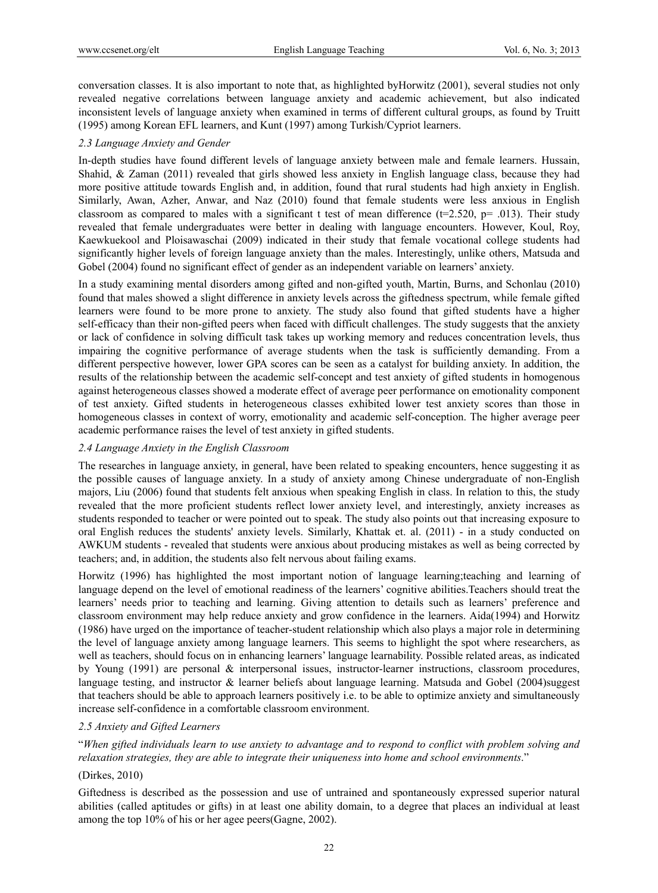conversation classes. It is also important to note that, as highlighted byHorwitz (2001), several studies not only revealed negative correlations between language anxiety and academic achievement, but also indicated inconsistent levels of language anxiety when examined in terms of different cultural groups, as found by Truitt (1995) among Korean EFL learners, and Kunt (1997) among Turkish/Cypriot learners.

### *2.3 Language Anxiety and Gender*

In-depth studies have found different levels of language anxiety between male and female learners. Hussain, Shahid, & Zaman (2011) revealed that girls showed less anxiety in English language class, because they had more positive attitude towards English and, in addition, found that rural students had high anxiety in English. Similarly, Awan, Azher, Anwar, and Naz (2010) found that female students were less anxious in English classroom as compared to males with a significant t test of mean difference ($t=2.520$, $p= .013$). Their study revealed that female undergraduates were better in dealing with language encounters. However, Koul, Roy, Kaewkuekool and Ploisawaschai (2009) indicated in their study that female vocational college students had significantly higher levels of foreign language anxiety than the males. Interestingly, unlike others, Matsuda and Gobel (2004) found no significant effect of gender as an independent variable on learners' anxiety.

In a study examining mental disorders among gifted and non-gifted youth, Martin, Burns, and Schonlau (2010) found that males showed a slight difference in anxiety levels across the giftedness spectrum, while female gifted learners were found to be more prone to anxiety. The study also found that gifted students have a higher self-efficacy than their non-gifted peers when faced with difficult challenges. The study suggests that the anxiety or lack of confidence in solving difficult task takes up working memory and reduces concentration levels, thus impairing the cognitive performance of average students when the task is sufficiently demanding. From a different perspective however, lower GPA scores can be seen as a catalyst for building anxiety. In addition, the results of the relationship between the academic self-concept and test anxiety of gifted students in homogenous against heterogeneous classes showed a moderate effect of average peer performance on emotionality component of test anxiety. Gifted students in heterogeneous classes exhibited lower test anxiety scores than those in homogeneous classes in context of worry, emotionality and academic self-conception. The higher average peer academic performance raises the level of test anxiety in gifted students.

### *2.4 Language Anxiety in the English Classroom*

The researches in language anxiety, in general, have been related to speaking encounters, hence suggesting it as the possible causes of language anxiety. In a study of anxiety among Chinese undergraduate of non-English majors, Liu (2006) found that students felt anxious when speaking English in class. In relation to this, the study revealed that the more proficient students reflect lower anxiety level, and interestingly, anxiety increases as students responded to teacher or were pointed out to speak. The study also points out that increasing exposure to oral English reduces the students' anxiety levels. Similarly, Khattak et. al. (2011) - in a study conducted on AWKUM students - revealed that students were anxious about producing mistakes as well as being corrected by teachers; and, in addition, the students also felt nervous about failing exams.

Horwitz (1996) has highlighted the most important notion of language learning;teaching and learning of language depend on the level of emotional readiness of the learners' cognitive abilities.Teachers should treat the learners' needs prior to teaching and learning. Giving attention to details such as learners' preference and classroom environment may help reduce anxiety and grow confidence in the learners. Aida(1994) and Horwitz (1986) have urged on the importance of teacher-student relationship which also plays a major role in determining the level of language anxiety among language learners. This seems to highlight the spot where researchers, as well as teachers, should focus on in enhancing learners' language learnability. Possible related areas, as indicated by Young (1991) are personal & interpersonal issues, instructor-learner instructions, classroom procedures, language testing, and instructor & learner beliefs about language learning. Matsuda and Gobel (2004)suggest that teachers should be able to approach learners positively i.e. to be able to optimize anxiety and simultaneously increase self-confidence in a comfortable classroom environment.

### *2.5 Anxiety and Gifted Learners*

"*When gifted individuals learn to use anxiety to advantage and to respond to conflict with problem solving and relaxation strategies, they are able to integrate their uniqueness into home and school environments*."

(Dirkes, 2010)

Giftedness is described as the possession and use of untrained and spontaneously expressed superior natural abilities (called aptitudes or gifts) in at least one ability domain, to a degree that places an individual at least among the top 10% of his or her agee peers(Gagne, 2002).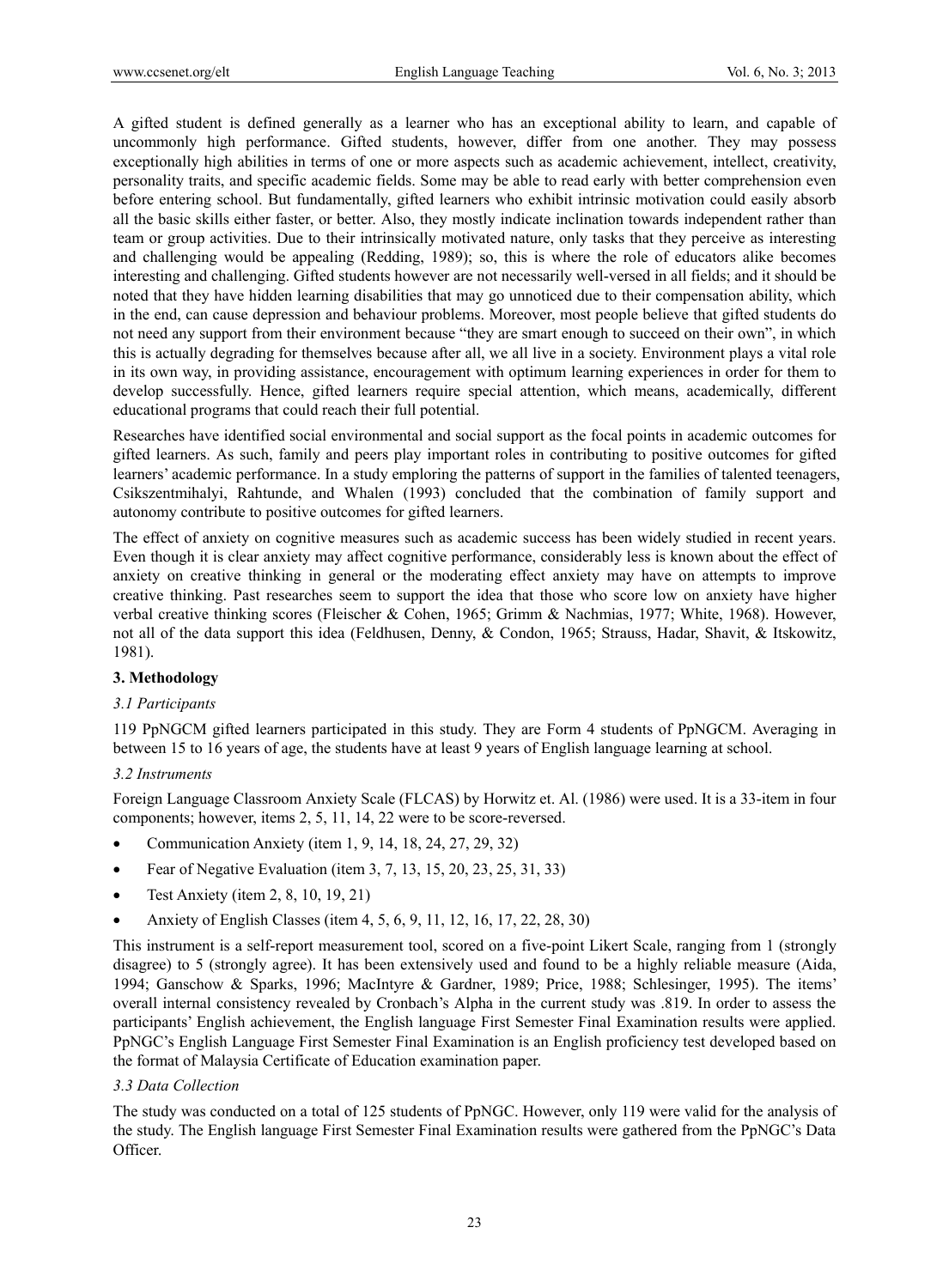A gifted student is defined generally as a learner who has an exceptional ability to learn, and capable of uncommonly high performance. Gifted students, however, differ from one another. They may possess exceptionally high abilities in terms of one or more aspects such as academic achievement, intellect, creativity, personality traits, and specific academic fields. Some may be able to read early with better comprehension even before entering school. But fundamentally, gifted learners who exhibit intrinsic motivation could easily absorb all the basic skills either faster, or better. Also, they mostly indicate inclination towards independent rather than team or group activities. Due to their intrinsically motivated nature, only tasks that they perceive as interesting and challenging would be appealing (Redding, 1989); so, this is where the role of educators alike becomes interesting and challenging. Gifted students however are not necessarily well-versed in all fields; and it should be noted that they have hidden learning disabilities that may go unnoticed due to their compensation ability, which in the end, can cause depression and behaviour problems. Moreover, most people believe that gifted students do not need any support from their environment because "they are smart enough to succeed on their own", in which this is actually degrading for themselves because after all, we all live in a society. Environment plays a vital role in its own way, in providing assistance, encouragement with optimum learning experiences in order for them to develop successfully. Hence, gifted learners require special attention, which means, academically, different educational programs that could reach their full potential.

Researches have identified social environmental and social support as the focal points in academic outcomes for gifted learners. As such, family and peers play important roles in contributing to positive outcomes for gifted learners' academic performance. In a study emploring the patterns of support in the families of talented teenagers, Csikszentmihalyi, Rahtunde, and Whalen (1993) concluded that the combination of family support and autonomy contribute to positive outcomes for gifted learners.

The effect of anxiety on cognitive measures such as academic success has been widely studied in recent years. Even though it is clear anxiety may affect cognitive performance, considerably less is known about the effect of anxiety on creative thinking in general or the moderating effect anxiety may have on attempts to improve creative thinking. Past researches seem to support the idea that those who score low on anxiety have higher verbal creative thinking scores (Fleischer & Cohen, 1965; Grimm & Nachmias, 1977; White, 1968). However, not all of the data support this idea (Feldhusen, Denny, & Condon, 1965; Strauss, Hadar, Shavit, & Itskowitz, 1981).

## 3. Methodology

### *3.1 Participants*

119 PpNGCM gifted learners participated in this study. They are Form 4 students of PpNGCM. Averaging in between 15 to 16 years of age, the students have at least 9 years of English language learning at school.

### *3.2 Instruments*

Foreign Language Classroom Anxiety Scale (FLCAS) by Horwitz et. Al. (1986) were used. It is a 33-item in four components; however, items 2, 5, 11, 14, 22 were to be score-reversed.

- Communication Anxiety (item 1, 9, 14, 18, 24, 27, 29, 32)
- Fear of Negative Evaluation (item 3, 7, 13, 15, 20, 23, 25, 31, 33)
- Test Anxiety (item 2, 8, 10, 19, 21)
- Anxiety of English Classes (item 4, 5, 6, 9, 11, 12, 16, 17, 22, 28, 30)

This instrument is a self-report measurement tool, scored on a five-point Likert Scale, ranging from 1 (strongly disagree) to 5 (strongly agree). It has been extensively used and found to be a highly reliable measure (Aida, 1994; Ganschow & Sparks, 1996; MacIntyre & Gardner, 1989; Price, 1988; Schlesinger, 1995). The items' overall internal consistency revealed by Cronbach's Alpha in the current study was .819. In order to assess the participants' English achievement, the English language First Semester Final Examination results were applied. PpNGC's English Language First Semester Final Examination is an English proficiency test developed based on the format of Malaysia Certificate of Education examination paper.

### *3.3 Data Collection*

The study was conducted on a total of 125 students of PpNGC. However, only 119 were valid for the analysis of the study. The English language First Semester Final Examination results were gathered from the PpNGC's Data Officer.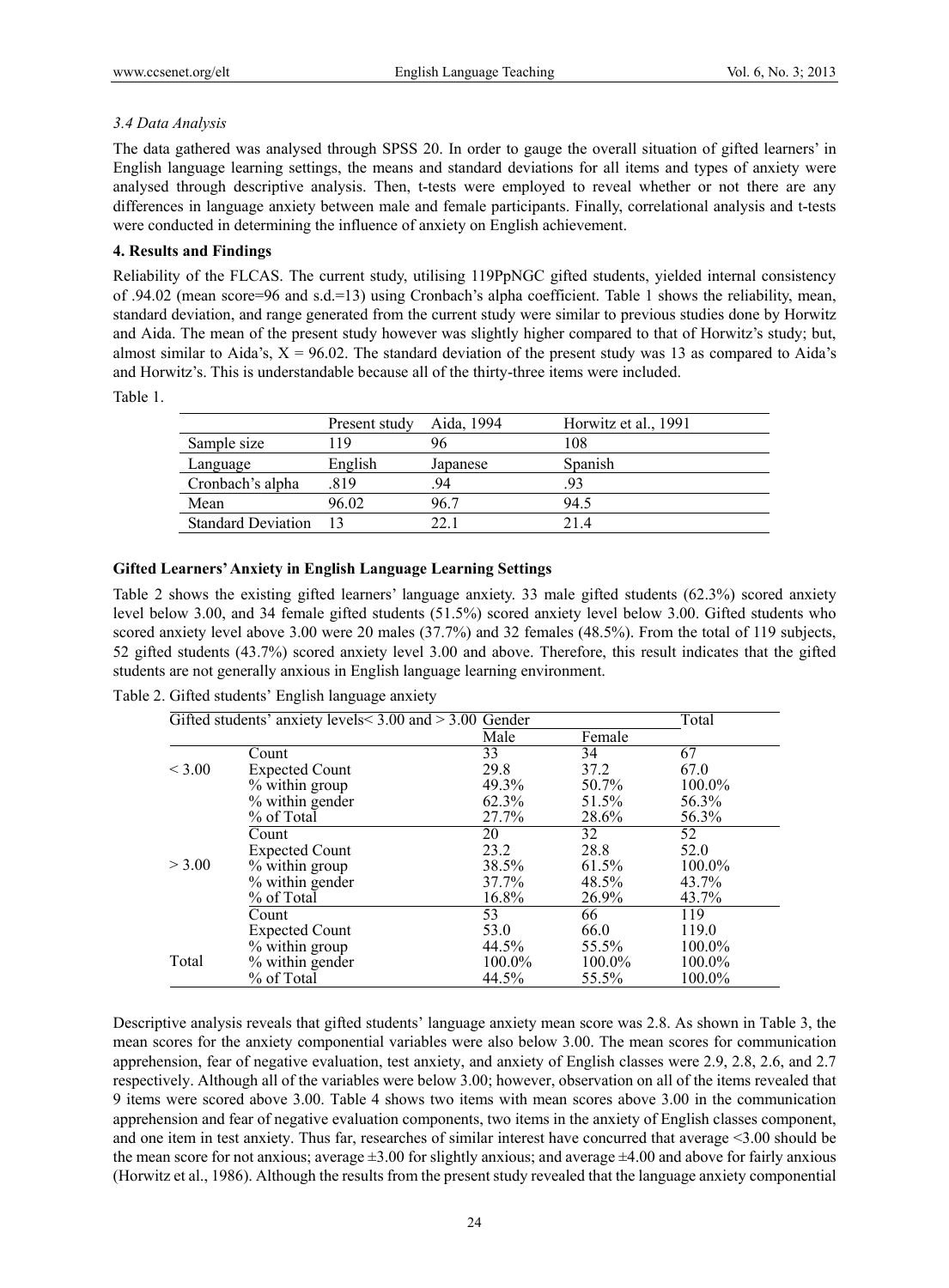### *3.4 Data Analysis*

The data gathered was analysed through SPSS 20. In order to gauge the overall situation of gifted learners' in English language learning settings, the means and standard deviations for all items and types of anxiety were analysed through descriptive analysis. Then, t-tests were employed to reveal whether or not there are any differences in language anxiety between male and female participants. Finally, correlational analysis and t-tests were conducted in determining the influence of anxiety on English achievement.

## 4. Results and Findings

Reliability of the FLCAS. The current study, utilising 119PpNGC gifted students, yielded internal consistency of .94.02 (mean score=96 and s.d.=13) using Cronbach's alpha coefficient. Table 1 shows the reliability, mean, standard deviation, and range generated from the current study were similar to previous studies done by Horwitz and Aida. The mean of the present study however was slightly higher compared to that of Horwitz's study; but, almost similar to Aida's, X = 96.02. The standard deviation of the present study was 13 as compared to Aida's and Horwitz's. This is understandable because all of the thirty-three items were included.

Table 1.

| | Present study | Aida, 1994 | Horwitz et al., 1991 |
|---|---|---|---|
| Sample size | 119 | 96 | 108 |
| Language | English | Japanese | Spanish |
| Cronbach's alpha | .819 | .94 | .93 |
| Mean | 96.02 | 96.7 | 94.5 |
| Standard Deviation | 13 | 22.1 | 21.4 |

**Gifted Learners' Anxiety in English Language Learning Settings**

Table 2 shows the existing gifted learners' language anxiety. 33 male gifted students (62.3%) scored anxiety level below 3.00, and 34 female gifted students (51.5%) scored anxiety level below 3.00. Gifted students who scored anxiety level above 3.00 were 20 males (37.7%) and 32 females (48.5%). From the total of 119 subjects, 52 gifted students (43.7%) scored anxiety level 3.00 and above. Therefore, this result indicates that the gifted students are not generally anxious in English language learning environment.

Table 2. Gifted students' English language anxiety

| Gifted students' anxiety levels< 3.00 and > 3.00 | | Gender | | Total |
|---|---|---|---|---|
| | | Male | Female | |
| < 3.00 | Count | 33 | 34 | 67 |
| | Expected Count | 29.8 | 37.2 | 67.0 |
| | % within group | 49.3% | 50.7% | 100.0% |
| | % within gender | 62.3% | 51.5% | 56.3% |
| | % of Total | 27.7% | 28.6% | 56.3% |
| > 3.00 | Count | 20 | 32 | 52 |
| | Expected Count | 23.2 | 28.8 | 52.0 |
| | % within group | 38.5% | 61.5% | 100.0% |
| | % within gender | 37.7% | 48.5% | 43.7% |
| | % of Total | 16.8% | 26.9% | 43.7% |
| Total | Count | 53 | 66 | 119 |
| | Expected Count | 53.0 | 66.0 | 119.0 |
| | % within group | 44.5% | 55.5% | 100.0% |
| | % within gender | 100.0% | 100.0% | 100.0% |
| | % of Total | 44.5% | 55.5% | 100.0% |

Descriptive analysis reveals that gifted students' language anxiety mean score was 2.8. As shown in Table 3, the mean scores for the anxiety componential variables were also below 3.00. The mean scores for communication apprehension, fear of negative evaluation, test anxiety, and anxiety of English classes were 2.9, 2.8, 2.6, and 2.7 respectively. Although all of the variables were below 3.00; however, observation on all of the items revealed that 9 items were scored above 3.00. Table 4 shows two items with mean scores above 3.00 in the communication apprehension and fear of negative evaluation components, two items in the anxiety of English classes component, and one item in test anxiety. Thus far, researches of similar interest have concurred that average <3.00 should be the mean score for not anxious; average ±3.00 for slightly anxious; and average ±4.00 and above for fairly anxious (Horwitz et al., 1986). Although the results from the present study revealed that the language anxiety componential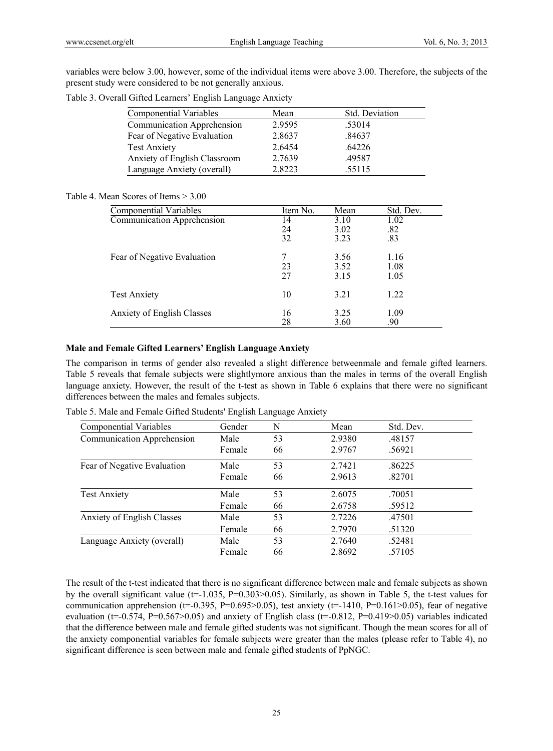variables were below 3.00, however, some of the individual items were above 3.00. Therefore, the subjects of the present study were considered to be not generally anxious.

Table 3. Overall Gifted Learners' English Language Anxiety

| Componential Variables | Mean | Std. Deviation |
|---|---|---|
| Communication Apprehension | 2.9595 | .53014 |
| Fear of Negative Evaluation | 2.8637 | .84637 |
| Test Anxiety | 2.6454 | .64226 |
| Anxiety of English Classroom | 2.7639 | .49587 |
| Language Anxiety (overall) | 2.8223 | .55115 |

Table 4. Mean Scores of Items > 3.00

| Componential Variables | Item No. | Mean | Std. Dev. |
|---|---|---|---|
| Communication Apprehension | 14 | 3.10 | 1.02 |
| | 24 | 3.02 | .82 |
| | 32 | 3.23 | .83 |
| Fear of Negative Evaluation | 7 | 3.56 | 1.16 |
| | 23 | 3.52 | 1.08 |
| | 27 | 3.15 | 1.05 |
| Test Anxiety | 10 | 3.21 | 1.22 |
| Anxiety of English Classes | 16 | 3.25 | 1.09 |
| | 28 | 3.60 | .90 |

**Male and Female Gifted Learners' English Language Anxiety**

The comparison in terms of gender also revealed a slight difference betweenmale and female gifted learners. Table 5 reveals that female subjects were slightlymore anxious than the males in terms of the overall English language anxiety. However, the result of the t-test as shown in Table 6 explains that there were no significant differences between the males and females subjects.

Table 5. Male and Female Gifted Students' English Language Anxiety

| Componential Variables | Gender | N | Mean | Std. Dev. |
|---|---|---|---|---|
| Communication Apprehension | Male | 53 | 2.9380 | .48157 |
| | Female | 66 | 2.9767 | .56921 |
| Fear of Negative Evaluation | Male | 53 | 2.7421 | .86225 |
| | Female | 66 | 2.9613 | .82701 |
| Test Anxiety | Male | 53 | 2.6075 | .70051 |
| | Female | 66 | 2.6758 | .59512 |
| Anxiety of English Classes | Male | 53 | 2.7226 | .47501 |
| | Female | 66 | 2.7970 | .51320 |
| Language Anxiety (overall) | Male | 53 | 2.7640 | .52481 |
| | Female | 66 | 2.8692 | .57105 |

The result of the t-test indicated that there is no significant difference between male and female subjects as shown by the overall significant value (t=-1.035, P=0.303>0.05). Similarly, as shown in Table 5, the t-test values for communication apprehension (t=-0.395, P=0.695>0.05), test anxiety (t=-1410, P=0.161>0.05), fear of negative evaluation (t=-0.574, P=0.567>0.05) and anxiety of English class (t=-0.812, P=0.419>0.05) variables indicated that the difference between male and female gifted students was not significant. Though the mean scores for all of the anxiety componential variables for female subjects were greater than the males (please refer to Table 4), no significant difference is seen between male and female gifted students of PpNGC.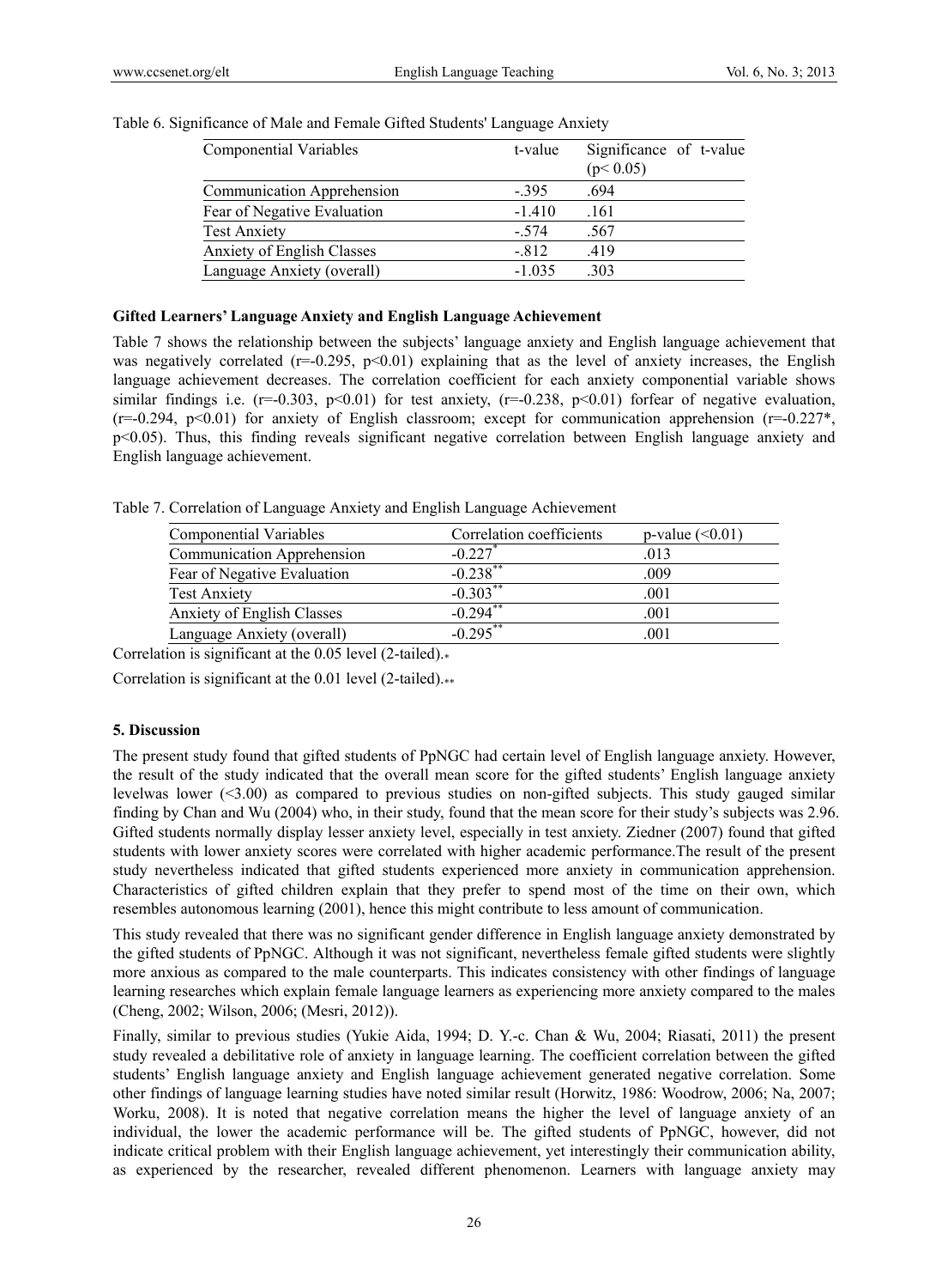Table 6. Significance of Male and Female Gifted Students' Language Anxiety

| Componential Variables | t-value | Significance of t-value ($p < 0.05$) |
|---|---|---|
| Communication Apprehension | -.395 | .694 |
| Fear of Negative Evaluation | -1.410 | .161 |
| Test Anxiety | -.574 | .567 |
| Anxiety of English Classes | -.812 | .419 |
| Language Anxiety (overall) | -1.035 | .303 |

### Gifted Learners' Language Anxiety and English Language Achievement

Table 7 shows the relationship between the subjects' language anxiety and English language achievement that was negatively correlated ($r=-0.295$, $p<0.01$) explaining that as the level of anxiety increases, the English language achievement decreases. The correlation coefficient for each anxiety componential variable shows similar findings i.e. ($r=-0.303$, $p<0.01$) for test anxiety, ($r=-0.238$, $p<0.01$) forfear of negative evaluation, ($r=-0.294$, $p<0.01$) for anxiety of English classroom; except for communication apprehension ($r=-0.227$*, $p<0.05$). Thus, this finding reveals significant negative correlation between English language anxiety and English language achievement.

Table 7. Correlation of Language Anxiety and English Language Achievement

| Componential Variables | Correlation coefficients | p-value (<0.01) |
|---|---|---|
| Communication Apprehension | -0.227* | .013 |
| Fear of Negative Evaluation | -0.238** | .009 |
| Test Anxiety | -0.303** | .001 |
| Anxiety of English Classes | -0.294** | .001 |
| Language Anxiety (overall) | -0.295** | .001 |

Correlation is significant at the 0.05 level (2-tailed).*

Correlation is significant at the 0.01 level (2-tailed).**

## 5. Discussion

The present study found that gifted students of PpNGC had certain level of English language anxiety. However, the result of the study indicated that the overall mean score for the gifted students' English language anxiety levelwas lower (<3.00) as compared to previous studies on non-gifted subjects. This study gauged similar finding by Chan and Wu (2004) who, in their study, found that the mean score for their study's subjects was 2.96. Gifted students normally display lesser anxiety level, especially in test anxiety. Ziedner (2007) found that gifted students with lower anxiety scores were correlated with higher academic performance.The result of the present study nevertheless indicated that gifted students experienced more anxiety in communication apprehension. Characteristics of gifted children explain that they prefer to spend most of the time on their own, which resembles autonomous learning (2001), hence this might contribute to less amount of communication.

This study revealed that there was no significant gender difference in English language anxiety demonstrated by the gifted students of PpNGC. Although it was not significant, nevertheless female gifted students were slightly more anxious as compared to the male counterparts. This indicates consistency with other findings of language learning researches which explain female language learners as experiencing more anxiety compared to the males (Cheng, 2002; Wilson, 2006; (Mesri, 2012)).

Finally, similar to previous studies (Yukie Aida, 1994; D. Y.-c. Chan & Wu, 2004; Riasati, 2011) the present study revealed a debilitative role of anxiety in language learning. The coefficient correlation between the gifted students' English language anxiety and English language achievement generated negative correlation. Some other findings of language learning studies have noted similar result (Horwitz, 1986: Woodrow, 2006; Na, 2007; Worku, 2008). It is noted that negative correlation means the higher the level of language anxiety of an individual, the lower the academic performance will be. The gifted students of PpNGC, however, did not indicate critical problem with their English language achievement, yet interestingly their communication ability, as experienced by the researcher, revealed different phenomenon. Learners with language anxiety may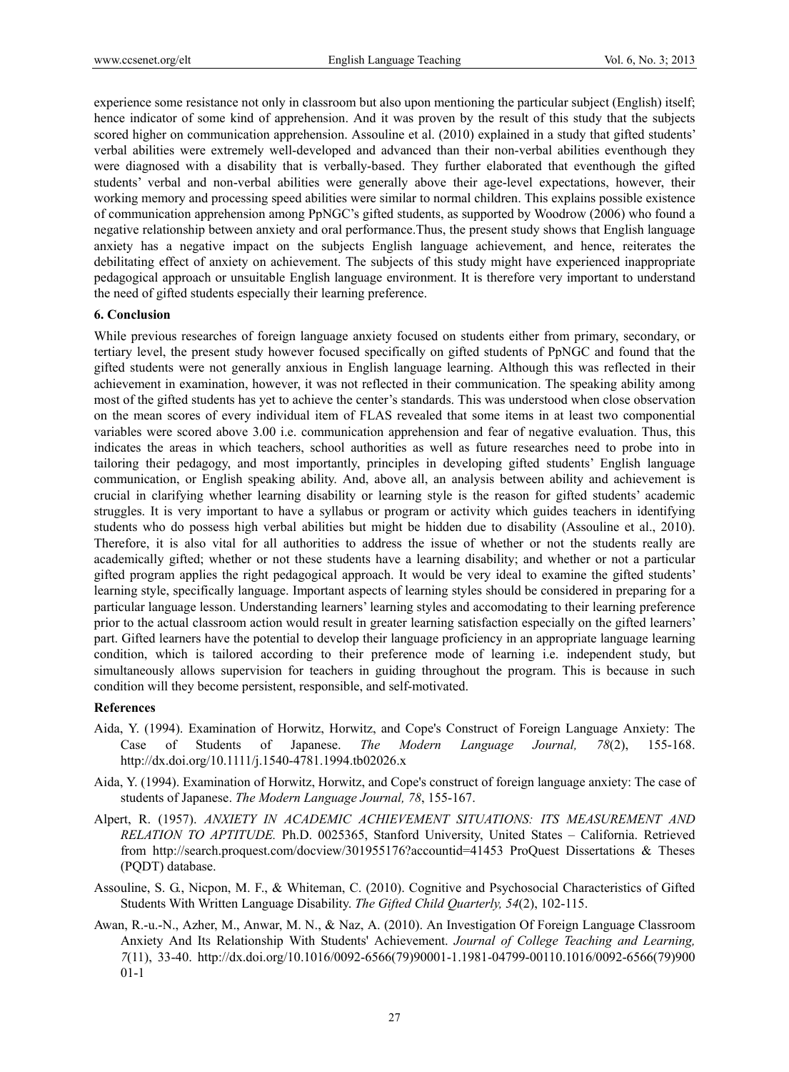experience some resistance not only in classroom but also upon mentioning the particular subject (English) itself; hence indicator of some kind of apprehension. And it was proven by the result of this study that the subjects scored higher on communication apprehension. Assouline et al. (2010) explained in a study that gifted students' verbal abilities were extremely well-developed and advanced than their non-verbal abilities eventhough they were diagnosed with a disability that is verbally-based. They further elaborated that eventhough the gifted students' verbal and non-verbal abilities were generally above their age-level expectations, however, their working memory and processing speed abilities were similar to normal children. This explains possible existence of communication apprehension among PpNGC's gifted students, as supported by Woodrow (2006) who found a negative relationship between anxiety and oral performance.Thus, the present study shows that English language anxiety has a negative impact on the subjects English language achievement, and hence, reiterates the debilitating effect of anxiety on achievement. The subjects of this study might have experienced inappropriate pedagogical approach or unsuitable English language environment. It is therefore very important to understand the need of gifted students especially their learning preference.

## 6. Conclusion

While previous researches of foreign language anxiety focused on students either from primary, secondary, or tertiary level, the present study however focused specifically on gifted students of PpNGC and found that the gifted students were not generally anxious in English language learning. Although this was reflected in their achievement in examination, however, it was not reflected in their communication. The speaking ability among most of the gifted students has yet to achieve the center's standards. This was understood when close observation on the mean scores of every individual item of FLAS revealed that some items in at least two componential variables were scored above 3.00 i.e. communication apprehension and fear of negative evaluation. Thus, this indicates the areas in which teachers, school authorities as well as future researches need to probe into in tailoring their pedagogy, and most importantly, principles in developing gifted students' English language communication, or English speaking ability. And, above all, an analysis between ability and achievement is crucial in clarifying whether learning disability or learning style is the reason for gifted students' academic struggles. It is very important to have a syllabus or program or activity which guides teachers in identifying students who do possess high verbal abilities but might be hidden due to disability (Assouline et al., 2010). Therefore, it is also vital for all authorities to address the issue of whether or not the students really are academically gifted; whether or not these students have a learning disability; and whether or not a particular gifted program applies the right pedagogical approach. It would be very ideal to examine the gifted students' learning style, specifically language. Important aspects of learning styles should be considered in preparing for a particular language lesson. Understanding learners' learning styles and accomodating to their learning preference prior to the actual classroom action would result in greater learning satisfaction especially on the gifted learners' part. Gifted learners have the potential to develop their language proficiency in an appropriate language learning condition, which is tailored according to their preference mode of learning i.e. independent study, but simultaneously allows supervision for teachers in guiding throughout the program. This is because in such condition will they become persistent, responsible, and self-motivated.

## References

Aida, Y. (1994). Examination of Horwitz, Horwitz, and Cope's Construct of Foreign Language Anxiety: The Case of Students of Japanese. *The Modern Language Journal, 78*(2), 155-168. http://dx.doi.org/10.1111/j.1540-4781.1994.tb02026.x

Aida, Y. (1994). Examination of Horwitz, Horwitz, and Cope's construct of foreign language anxiety: The case of students of Japanese. *The Modern Language Journal, 78*, 155-167.

Alpert, R. (1957). *ANXIETY IN ACADEMIC ACHIEVEMENT SITUATIONS: ITS MEASUREMENT AND RELATION TO APTITUDE.* Ph.D. 0025365, Stanford University, United States – California. Retrieved from http://search.proquest.com/docview/301955176?accountid=41453 ProQuest Dissertations & Theses (PQDT) database.

Assouline, S. G., Nicpon, M. F., & Whiteman, C. (2010). Cognitive and Psychosocial Characteristics of Gifted Students With Written Language Disability. *The Gifted Child Quarterly, 54*(2), 102-115.

Awan, R.-u.-N., Azher, M., Anwar, M. N., & Naz, A. (2010). An Investigation Of Foreign Language Classroom Anxiety And Its Relationship With Students' Achievement. *Journal of College Teaching and Learning, 7*(11), 33-40. http://dx.doi.org/10.1016/0092-6566(79)90001-1.1981-04799-00110.1016/0092-6566(79)90001-1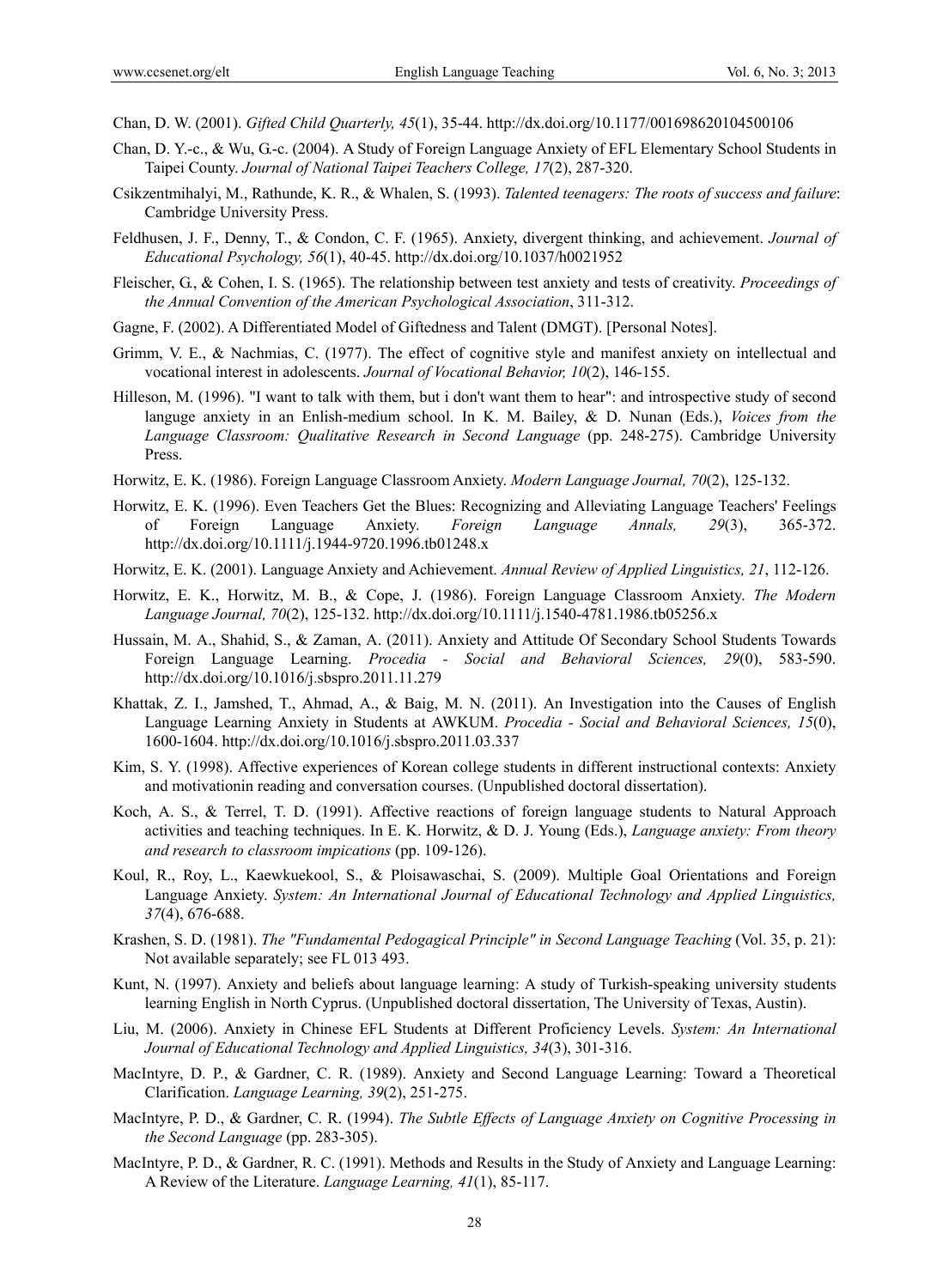Chan, D. W. (2001). *Gifted Child Quarterly, 45*(1), 35-44. http://dx.doi.org/10.1177/001698620104500106

Chan, D. Y.-c., & Wu, G.-c. (2004). A Study of Foreign Language Anxiety of EFL Elementary School Students in Taipei County. *Journal of National Taipei Teachers College, 17*(2), 287-320.

Csikzentmihalyi, M., Rathunde, K. R., & Whalen, S. (1993). *Talented teenagers: The roots of success and failure*: Cambridge University Press.

Feldhusen, J. F., Denny, T., & Condon, C. F. (1965). Anxiety, divergent thinking, and achievement. *Journal of Educational Psychology, 56*(1), 40-45. http://dx.doi.org/10.1037/h0021952

Fleischer, G., & Cohen, I. S. (1965). The relationship between test anxiety and tests of creativity. *Proceedings of the Annual Convention of the American Psychological Association*, 311-312.

Gagne, F. (2002). A Differentiated Model of Giftedness and Talent (DMGT). [Personal Notes].

Grimm, V. E., & Nachmias, C. (1977). The effect of cognitive style and manifest anxiety on intellectual and vocational interest in adolescents. *Journal of Vocational Behavior, 10*(2), 146-155.

Hilleson, M. (1996). "I want to talk with them, but i don't want them to hear": and introspective study of second languge anxiety in an Enlish-medium school. In K. M. Bailey, & D. Nunan (Eds.), *Voices from the Language Classroom: Qualitative Research in Second Language* (pp. 248-275). Cambridge University Press.

Horwitz, E. K. (1986). Foreign Language Classroom Anxiety. *Modern Language Journal, 70*(2), 125-132.

Horwitz, E. K. (1996). Even Teachers Get the Blues: Recognizing and Alleviating Language Teachers' Feelings of Foreign Language Anxiety. *Foreign Language Annals, 29*(3), 365-372. http://dx.doi.org/10.1111/j.1944-9720.1996.tb01248.x

Horwitz, E. K. (2001). Language Anxiety and Achievement. *Annual Review of Applied Linguistics, 21*, 112-126.

Horwitz, E. K., Horwitz, M. B., & Cope, J. (1986). Foreign Language Classroom Anxiety. *The Modern Language Journal, 70*(2), 125-132. http://dx.doi.org/10.1111/j.1540-4781.1986.tb05256.x

Hussain, M. A., Shahid, S., & Zaman, A. (2011). Anxiety and Attitude Of Secondary School Students Towards Foreign Language Learning. *Procedia - Social and Behavioral Sciences, 29*(0), 583-590. http://dx.doi.org/10.1016/j.sbspro.2011.11.279

Khattak, Z. I., Jamshed, T., Ahmad, A., & Baig, M. N. (2011). An Investigation into the Causes of English Language Learning Anxiety in Students at AWKUM. *Procedia - Social and Behavioral Sciences, 15*(0), 1600-1604. http://dx.doi.org/10.1016/j.sbspro.2011.03.337

Kim, S. Y. (1998). Affective experiences of Korean college students in different instructional contexts: Anxiety and motivationin reading and conversation courses. (Unpublished doctoral dissertation).

Koch, A. S., & Terrel, T. D. (1991). Affective reactions of foreign language students to Natural Approach activities and teaching techniques. In E. K. Horwitz, & D. J. Young (Eds.), *Language anxiety: From theory and research to classroom impications* (pp. 109-126).

Koul, R., Roy, L., Kaewkuekool, S., & Ploisawaschai, S. (2009). Multiple Goal Orientations and Foreign Language Anxiety. *System: An International Journal of Educational Technology and Applied Linguistics, 37*(4), 676-688.

Krashen, S. D. (1981). *The "Fundamental Pedogagical Principle" in Second Language Teaching* (Vol. 35, p. 21): Not available separately; see FL 013 493.

Kunt, N. (1997). Anxiety and beliefs about language learning: A study of Turkish-speaking university students learning English in North Cyprus. (Unpublished doctoral dissertation, The University of Texas, Austin).

Liu, M. (2006). Anxiety in Chinese EFL Students at Different Proficiency Levels. *System: An International Journal of Educational Technology and Applied Linguistics, 34*(3), 301-316.

MacIntyre, D. P., & Gardner, C. R. (1989). Anxiety and Second Language Learning: Toward a Theoretical Clarification. *Language Learning, 39*(2), 251-275.

MacIntyre, P. D., & Gardner, C. R. (1994). *The Subtle Effects of Language Anxiety on Cognitive Processing in the Second Language* (pp. 283-305).

MacIntyre, P. D., & Gardner, R. C. (1991). Methods and Results in the Study of Anxiety and Language Learning: A Review of the Literature. *Language Learning, 41*(1), 85-117.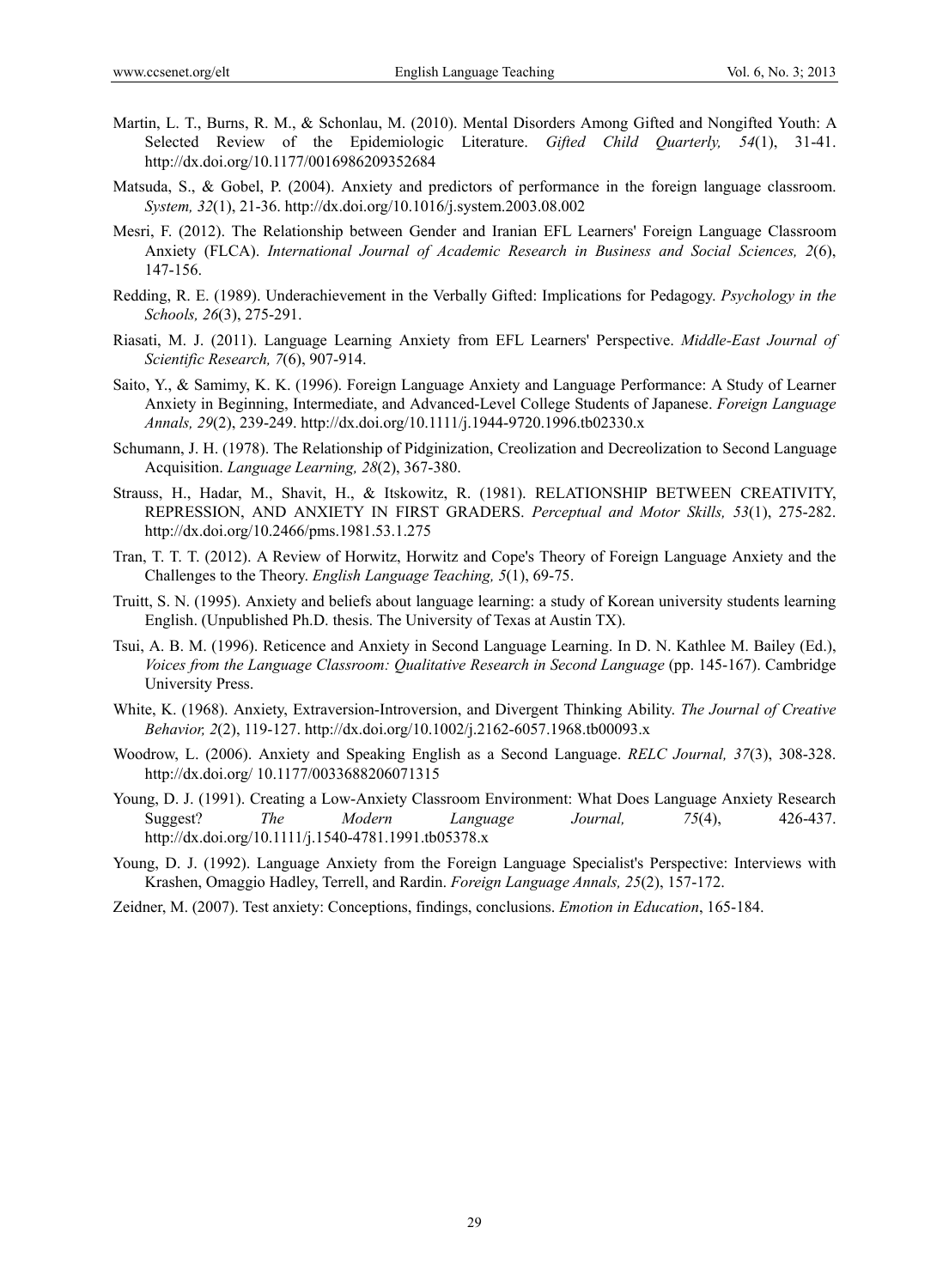Martin, L. T., Burns, R. M., & Schonlau, M. (2010). Mental Disorders Among Gifted and Nongifted Youth: A Selected Review of the Epidemiologic Literature. *Gifted Child Quarterly, 54*(1), 31-41. http://dx.doi.org/10.1177/0016986209352684

Matsuda, S., & Gobel, P. (2004). Anxiety and predictors of performance in the foreign language classroom. *System, 32*(1), 21-36. http://dx.doi.org/10.1016/j.system.2003.08.002

Mesri, F. (2012). The Relationship between Gender and Iranian EFL Learners' Foreign Language Classroom Anxiety (FLCA). *International Journal of Academic Research in Business and Social Sciences, 2*(6), 147-156.

Redding, R. E. (1989). Underachievement in the Verbally Gifted: Implications for Pedagogy. *Psychology in the Schools, 26*(3), 275-291.

Riasati, M. J. (2011). Language Learning Anxiety from EFL Learners' Perspective. *Middle-East Journal of Scientific Research, 7*(6), 907-914.

Saito, Y., & Samimy, K. K. (1996). Foreign Language Anxiety and Language Performance: A Study of Learner Anxiety in Beginning, Intermediate, and Advanced-Level College Students of Japanese. *Foreign Language Annals, 29*(2), 239-249. http://dx.doi.org/10.1111/j.1944-9720.1996.tb02330.x

Schumann, J. H. (1978). The Relationship of Pidginization, Creolization and Decreolization to Second Language Acquisition. *Language Learning, 28*(2), 367-380.

Strauss, H., Hadar, M., Shavit, H., & Itskowitz, R. (1981). RELATIONSHIP BETWEEN CREATIVITY, REPRESSION, AND ANXIETY IN FIRST GRADERS. *Perceptual and Motor Skills, 53*(1), 275-282. http://dx.doi.org/10.2466/pms.1981.53.1.275

Tran, T. T. T. (2012). A Review of Horwitz, Horwitz and Cope's Theory of Foreign Language Anxiety and the Challenges to the Theory. *English Language Teaching, 5*(1), 69-75.

Truitt, S. N. (1995). Anxiety and beliefs about language learning: a study of Korean university students learning English. (Unpublished Ph.D. thesis. The University of Texas at Austin TX).

Tsui, A. B. M. (1996). Reticence and Anxiety in Second Language Learning. In D. N. Kathlee M. Bailey (Ed.), *Voices from the Language Classroom: Qualitative Research in Second Language* (pp. 145-167). Cambridge University Press.

White, K. (1968). Anxiety, Extraversion-Introversion, and Divergent Thinking Ability. *The Journal of Creative Behavior, 2*(2), 119-127. http://dx.doi.org/10.1002/j.2162-6057.1968.tb00093.x

Woodrow, L. (2006). Anxiety and Speaking English as a Second Language. *RELC Journal, 37*(3), 308-328. http://dx.doi.org/ 10.1177/0033688206071315

Young, D. J. (1991). Creating a Low-Anxiety Classroom Environment: What Does Language Anxiety Research Suggest? *The Modern Language Journal, 75*(4), 426-437. http://dx.doi.org/10.1111/j.1540-4781.1991.tb05378.x

Young, D. J. (1992). Language Anxiety from the Foreign Language Specialist's Perspective: Interviews with Krashen, Omaggio Hadley, Terrell, and Rardin. *Foreign Language Annals, 25*(2), 157-172.

Zeidner, M. (2007). Test anxiety: Conceptions, findings, conclusions. *Emotion in Education*, 165-184.